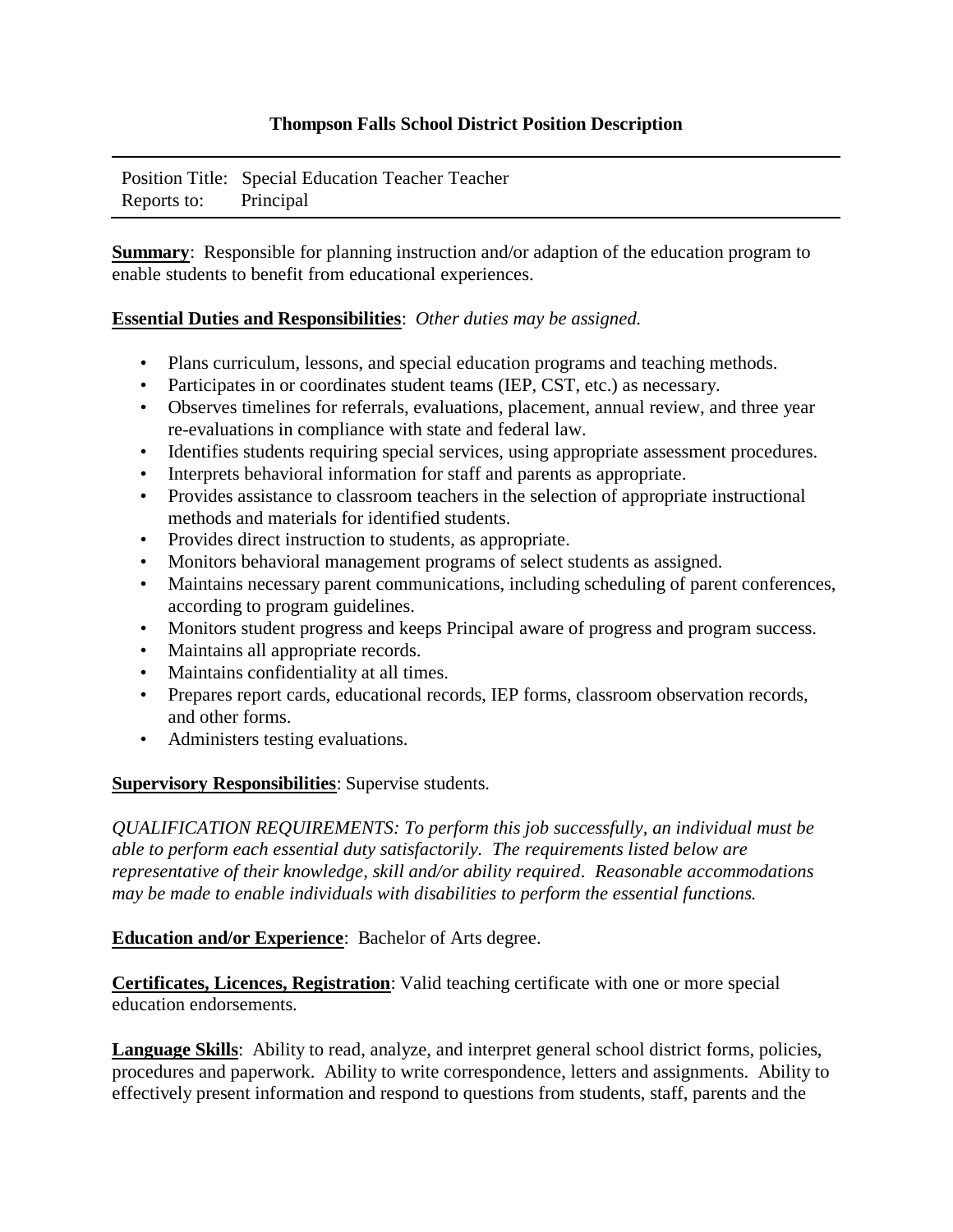# Thompson Falls School District Position Description

Position Title: Special Education Teacher Teacher
Reports to: Principal

**Summary**: Responsible for planning instruction and/or adaption of the education program to enable students to benefit from educational experiences.

**Essential Duties and Responsibilities**: *Other duties may be assigned.*

- Plans curriculum, lessons, and special education programs and teaching methods.
- Participates in or coordinates student teams (IEP, CST, etc.) as necessary.
- Observes timelines for referrals, evaluations, placement, annual review, and three year re-evaluations in compliance with state and federal law.
- Identifies students requiring special services, using appropriate assessment procedures.
- Interprets behavioral information for staff and parents as appropriate.
- Provides assistance to classroom teachers in the selection of appropriate instructional methods and materials for identified students.
- Provides direct instruction to students, as appropriate.
- Monitors behavioral management programs of select students as assigned.
- Maintains necessary parent communications, including scheduling of parent conferences, according to program guidelines.
- Monitors student progress and keeps Principal aware of progress and program success.
- Maintains all appropriate records.
- Maintains confidentiality at all times.
- Prepares report cards, educational records, IEP forms, classroom observation records, and other forms.
- Administers testing evaluations.

**Supervisory Responsibilities**: Supervise students.

*QUALIFICATION REQUIREMENTS: To perform this job successfully, an individual must be able to perform each essential duty satisfactorily. The requirements listed below are representative of their knowledge, skill and/or ability required. Reasonable accommodations may be made to enable individuals with disabilities to perform the essential functions.*

**Education and/or Experience**: Bachelor of Arts degree.

**Certificates, Licences, Registration**: Valid teaching certificate with one or more special education endorsements.

**Language Skills**: Ability to read, analyze, and interpret general school district forms, policies, procedures and paperwork. Ability to write correspondence, letters and assignments. Ability to effectively present information and respond to questions from students, staff, parents and the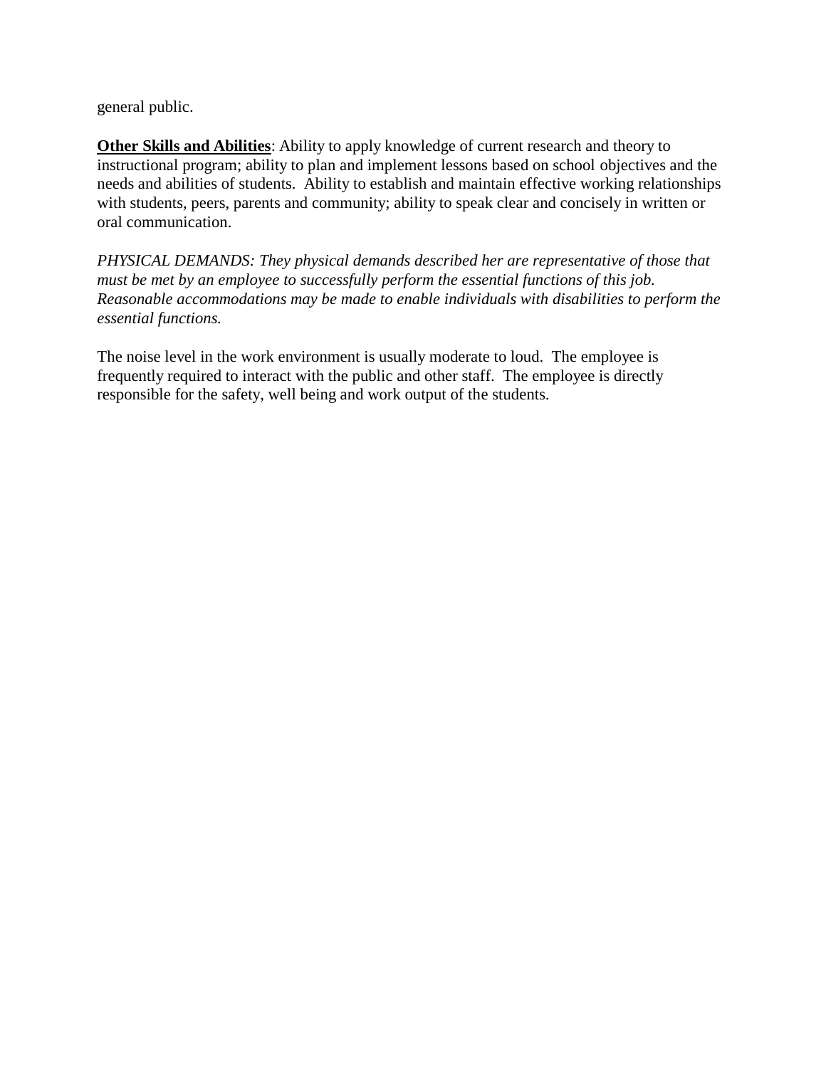general public.

**Other Skills and Abilities**: Ability to apply knowledge of current research and theory to instructional program; ability to plan and implement lessons based on school objectives and the needs and abilities of students. Ability to establish and maintain effective working relationships with students, peers, parents and community; ability to speak clear and concisely in written or oral communication.

*PHYSICAL DEMANDS: They physical demands described her are representative of those that must be met by an employee to successfully perform the essential functions of this job. Reasonable accommodations may be made to enable individuals with disabilities to perform the essential functions.*

The noise level in the work environment is usually moderate to loud. The employee is frequently required to interact with the public and other staff. The employee is directly responsible for the safety, well being and work output of the students.